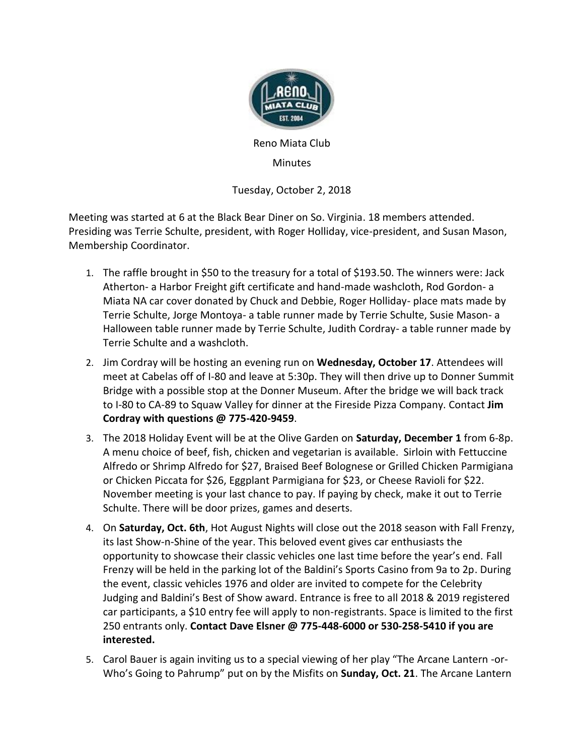Reno Miata Club

Minutes

Tuesday, October 2, 2018

Meeting was started at 6 at the Black Bear Diner on So. Virginia. 18 members attended. Presiding was Terrie Schulte, president, with Roger Holliday, vice-president, and Susan Mason, Membership Coordinator.

1. The raffle brought in $50 to the treasury for a total of $193.50. The winners were: Jack Atherton- a Harbor Freight gift certificate and hand-made washcloth, Rod Gordon- a Miata NA car cover donated by Chuck and Debbie, Roger Holliday- place mats made by Terrie Schulte, Jorge Montoya- a table runner made by Terrie Schulte, Susie Mason- a Halloween table runner made by Terrie Schulte, Judith Cordray- a table runner made by Terrie Schulte and a washcloth.
2. Jim Cordray will be hosting an evening run on **Wednesday, October 17**. Attendees will meet at Cabelas off of I-80 and leave at 5:30p. They will then drive up to Donner Summit Bridge with a possible stop at the Donner Museum. After the bridge we will back track to I-80 to CA-89 to Squaw Valley for dinner at the Fireside Pizza Company. Contact **Jim Cordray with questions @ 775-420-9459**.
3. The 2018 Holiday Event will be at the Olive Garden on **Saturday, December 1** from 6-8p. A menu choice of beef, fish, chicken and vegetarian is available. Sirloin with Fettuccine Alfredo or Shrimp Alfredo for $27, Braised Beef Bolognese or Grilled Chicken Parmigiana or Chicken Piccata for $26, Eggplant Parmigiana for $23, or Cheese Ravioli for $22. November meeting is your last chance to pay. If paying by check, make it out to Terrie Schulte. There will be door prizes, games and deserts.
4. On **Saturday, Oct. 6th**, Hot August Nights will close out the 2018 season with Fall Frenzy, its last Show-n-Shine of the year. This beloved event gives car enthusiasts the opportunity to showcase their classic vehicles one last time before the year's end. Fall Frenzy will be held in the parking lot of the Baldini's Sports Casino from 9a to 2p. During the event, classic vehicles 1976 and older are invited to compete for the Celebrity Judging and Baldini's Best of Show award. Entrance is free to all 2018 & 2019 registered car participants, a $10 entry fee will apply to non-registrants. Space is limited to the first 250 entrants only. **Contact Dave Elsner @ 775-448-6000 or 530-258-5410 if you are interested.**
5. Carol Bauer is again inviting us to a special viewing of her play "The Arcane Lantern -or- Who's Going to Pahrump" put on by the Misfits on **Sunday, Oct. 21**. The Arcane Lantern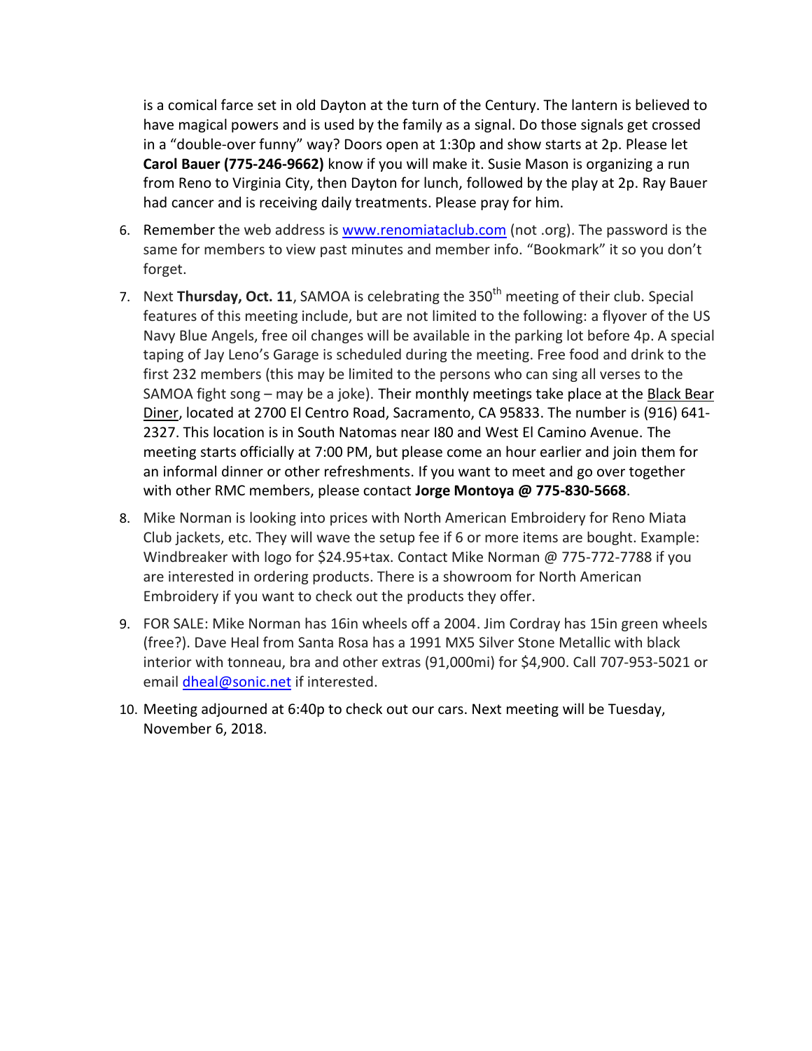is a comical farce set in old Dayton at the turn of the Century. The lantern is believed to have magical powers and is used by the family as a signal. Do those signals get crossed in a "double-over funny" way? Doors open at 1:30p and show starts at 2p. Please let **Carol Bauer (775-246-9662)** know if you will make it. Susie Mason is organizing a run from Reno to Virginia City, then Dayton for lunch, followed by the play at 2p. Ray Bauer had cancer and is receiving daily treatments. Please pray for him.

6. Remember the web address is [www.renomiataclub.com](http://www.renomiataclub.com) (not .org). The password is the same for members to view past minutes and member info. "Bookmark" it so you don't forget.
7. Next **Thursday, Oct. 11**, SAMOA is celebrating the 350th meeting of their club. Special features of this meeting include, but are not limited to the following: a flyover of the US Navy Blue Angels, free oil changes will be available in the parking lot before 4p. A special taping of Jay Leno's Garage is scheduled during the meeting. Free food and drink to the first 232 members (this may be limited to the persons who can sing all verses to the SAMOA fight song – may be a joke). Their monthly meetings take place at the Black Bear Diner, located at 2700 El Centro Road, Sacramento, CA 95833. The number is (916) 641-2327. This location is in South Natomas near I80 and West El Camino Avenue. The meeting starts officially at 7:00 PM, but please come an hour earlier and join them for an informal dinner or other refreshments. If you want to meet and go over together with other RMC members, please contact **Jorge Montoya @ 775-830-5668**.
8. Mike Norman is looking into prices with North American Embroidery for Reno Miata Club jackets, etc. They will wave the setup fee if 6 or more items are bought. Example: Windbreaker with logo for $24.95+tax. Contact Mike Norman @ 775-772-7788 if you are interested in ordering products. There is a showroom for North American Embroidery if you want to check out the products they offer.
9. FOR SALE: Mike Norman has 16in wheels off a 2004. Jim Cordray has 15in green wheels (free?). Dave Heal from Santa Rosa has a 1991 MX5 Silver Stone Metallic with black interior with tonneau, bra and other extras (91,000mi) for $4,900. Call 707-953-5021 or email [dheal@sonic.net](mailto:dheal@sonic.net) if interested.
10. Meeting adjourned at 6:40p to check out our cars. Next meeting will be Tuesday, November 6, 2018.